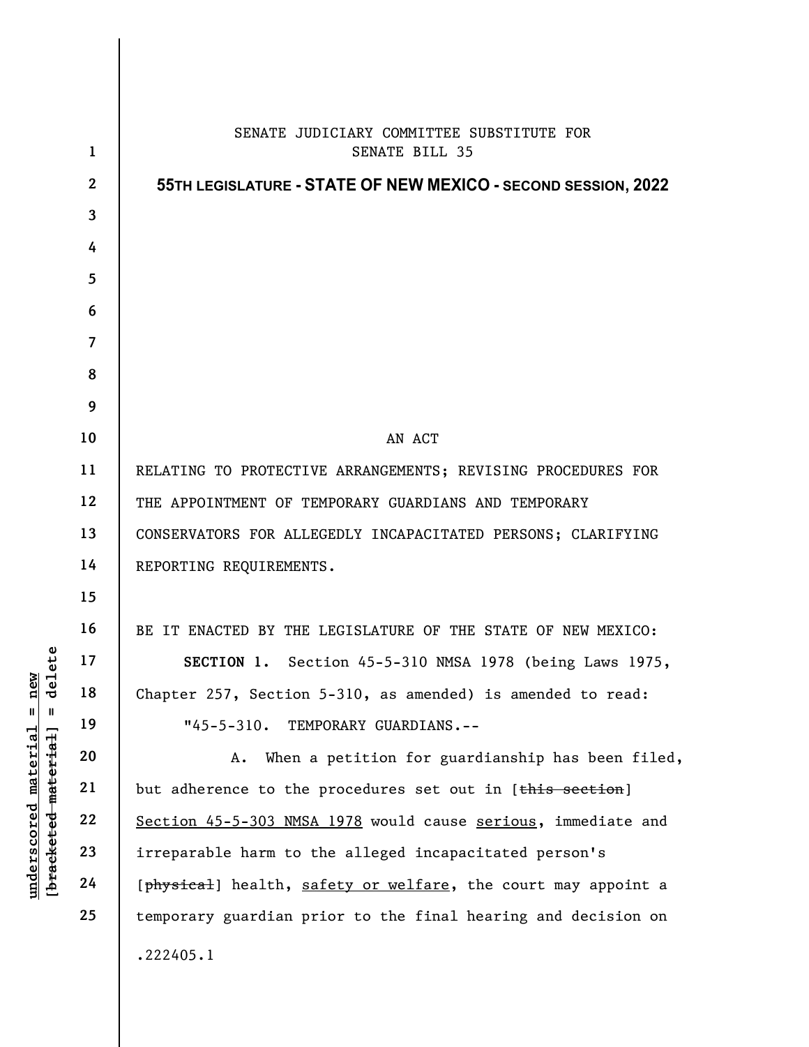SENATE JUDICIARY COMMITTEE SUBSTITUTE FOR
SENATE BILL 35

**55TH LEGISLATURE - STATE OF NEW MEXICO - SECOND SESSION, 2022**

AN ACT

RELATING TO PROTECTIVE ARRANGEMENTS; REVISING PROCEDURES FOR THE APPOINTMENT OF TEMPORARY GUARDIANS AND TEMPORARY CONSERVATORS FOR ALLEGEDLY INCAPACITATED PERSONS; CLARIFYING REPORTING REQUIREMENTS.

BE IT ENACTED BY THE LEGISLATURE OF THE STATE OF NEW MEXICO:

**SECTION 1.** Section 45-5-310 NMSA 1978 (being Laws 1975, Chapter 257, Section 5-310, as amended) is amended to read:

"45-5-310. TEMPORARY GUARDIANS.--

A. When a petition for guardianship has been filed, but adherence to the procedures set out in [~~this section~~] <u>Section 45-5-303 NMSA 1978</u> would cause <u>serious</u>, immediate and irreparable harm to the alleged incapacitated person's [~~physical~~] health, <u>safety or welfare</u>, the court may appoint a temporary guardian prior to the final hearing and decision on

.222405.1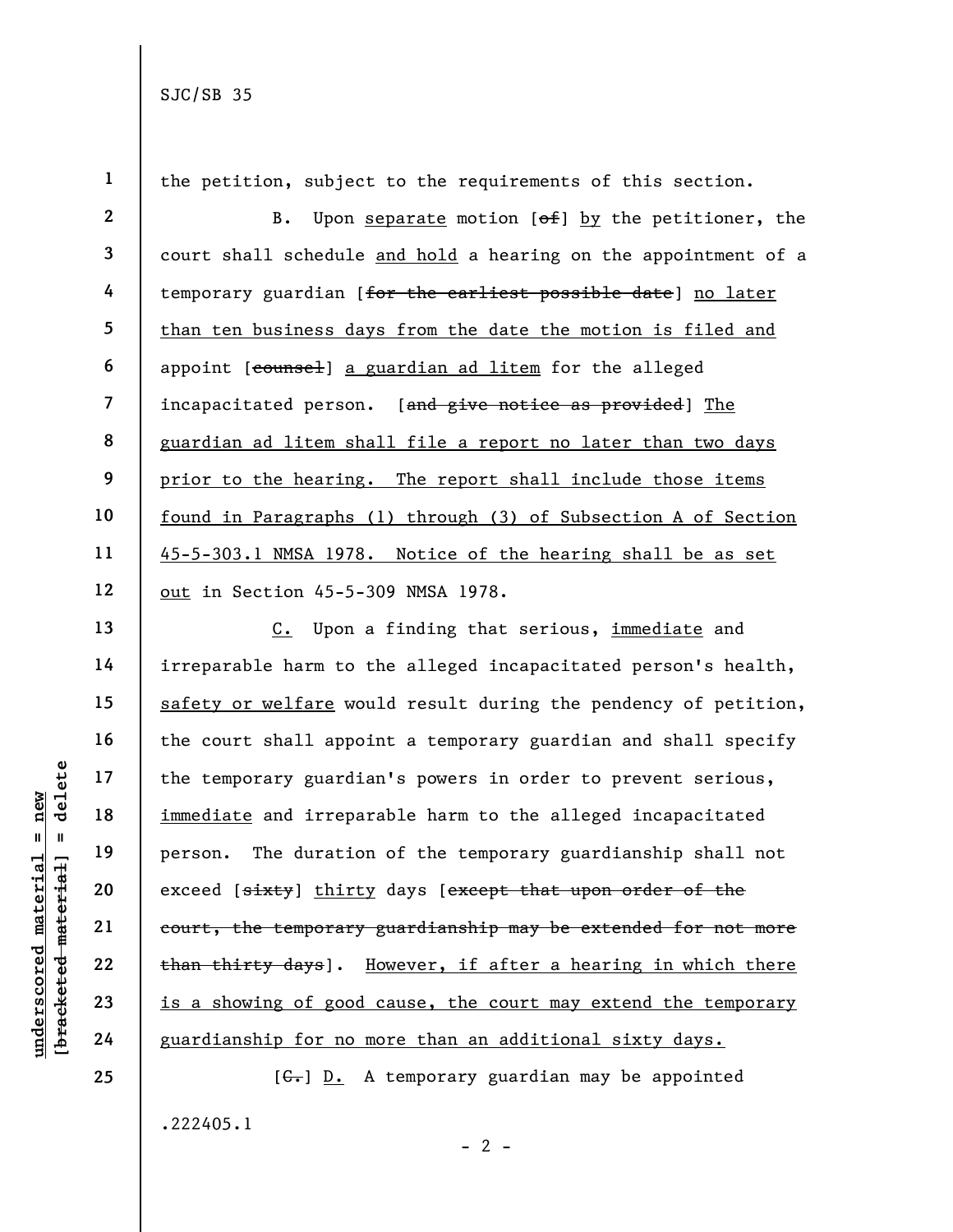the petition, subject to the requirements of this section.

B. Upon separate motion [of] by the petitioner, the court shall schedule and hold a hearing on the appointment of a temporary guardian [for the earliest possible date] no later than ten business days from the date the motion is filed and appoint [counsel] a guardian ad litem for the alleged incapacitated person. [and give notice as provided] The guardian ad litem shall file a report no later than two days prior to the hearing. The report shall include those items found in Paragraphs (1) through (3) of Subsection A of Section 45-5-303.1 NMSA 1978. Notice of the hearing shall be as set out in Section 45-5-309 NMSA 1978.

C. Upon a finding that serious, immediate and irreparable harm to the alleged incapacitated person's health, safety or welfare would result during the pendency of petition, the court shall appoint a temporary guardian and shall specify the temporary guardian's powers in order to prevent serious, immediate and irreparable harm to the alleged incapacitated person. The duration of the temporary guardianship shall not exceed [sixty] thirty days [except that upon order of the court, the temporary guardianship may be extended for not more than thirty days]. However, if after a hearing in which there is a showing of good cause, the court may extend the temporary guardianship for no more than an additional sixty days.

[C.] D. A temporary guardian may be appointed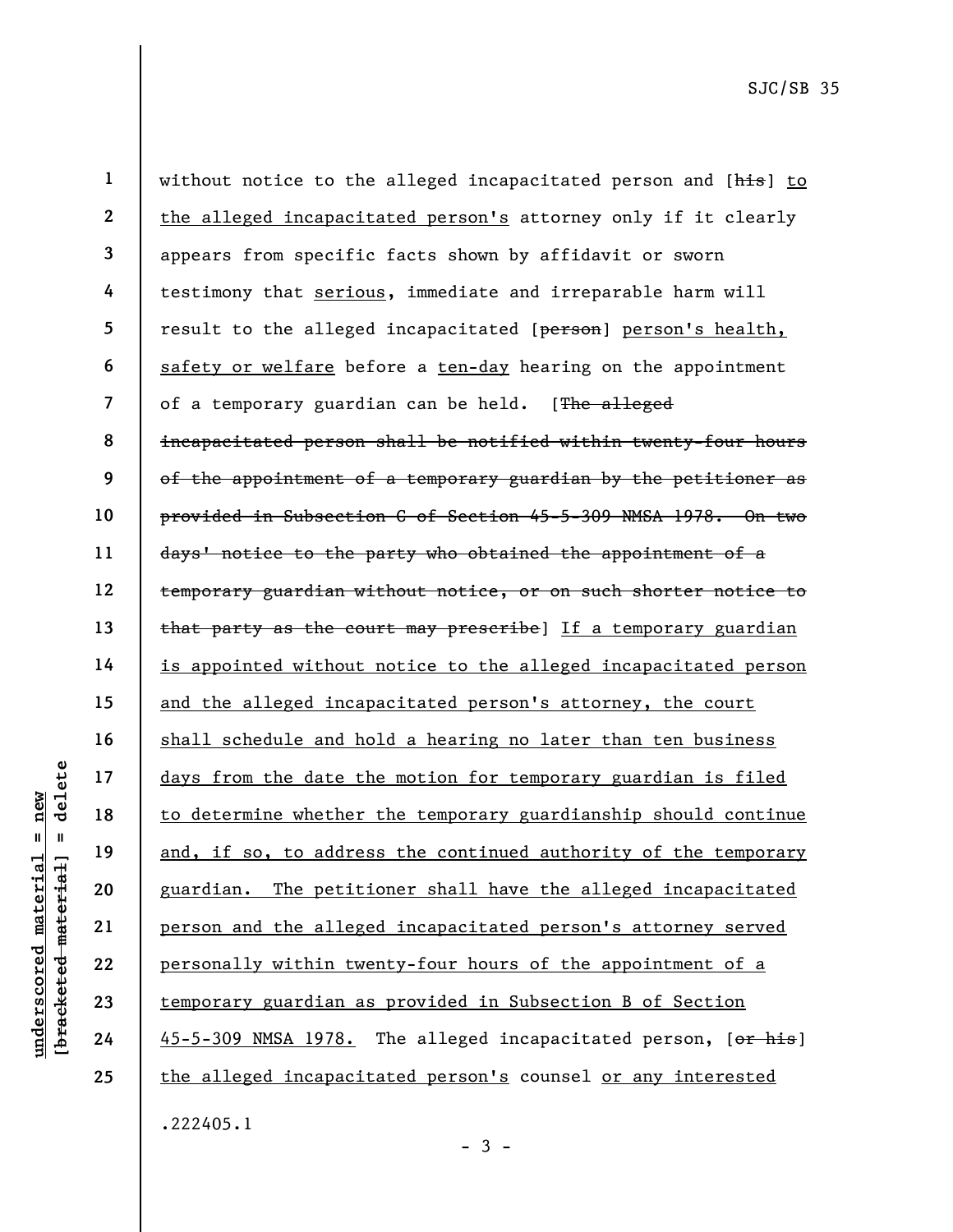without notice to the alleged incapacitated person and [~~his~~] <u>to the alleged incapacitated person's</u> attorney only if it clearly appears from specific facts shown by affidavit or sworn testimony that <u>serious</u>, immediate and irreparable harm will result to the alleged incapacitated [~~person~~] <u>person's health, safety or welfare</u> before a <u>ten-day</u> hearing on the appointment of a temporary guardian can be held. [~~The alleged incapacitated person shall be notified within twenty-four hours of the appointment of a temporary guardian by the petitioner as provided in Subsection C of Section 45-5-309 NMSA 1978. On two days' notice to the party who obtained the appointment of a temporary guardian without notice, or on such shorter notice to that party as the court may prescribe~~] <u>If a temporary guardian is appointed without notice to the alleged incapacitated person and the alleged incapacitated person's attorney, the court shall schedule and hold a hearing no later than ten business days from the date the motion for temporary guardian is filed to determine whether the temporary guardianship should continue and, if so, to address the continued authority of the temporary guardian. The petitioner shall have the alleged incapacitated person and the alleged incapacitated person's attorney served personally within twenty-four hours of the appointment of a temporary guardian as provided in Subsection B of Section 45-5-309 NMSA 1978.</u> The alleged incapacitated person, [~~or his~~] <u>the alleged incapacitated person's</u> counsel <u>or any interested</u>

.222405.1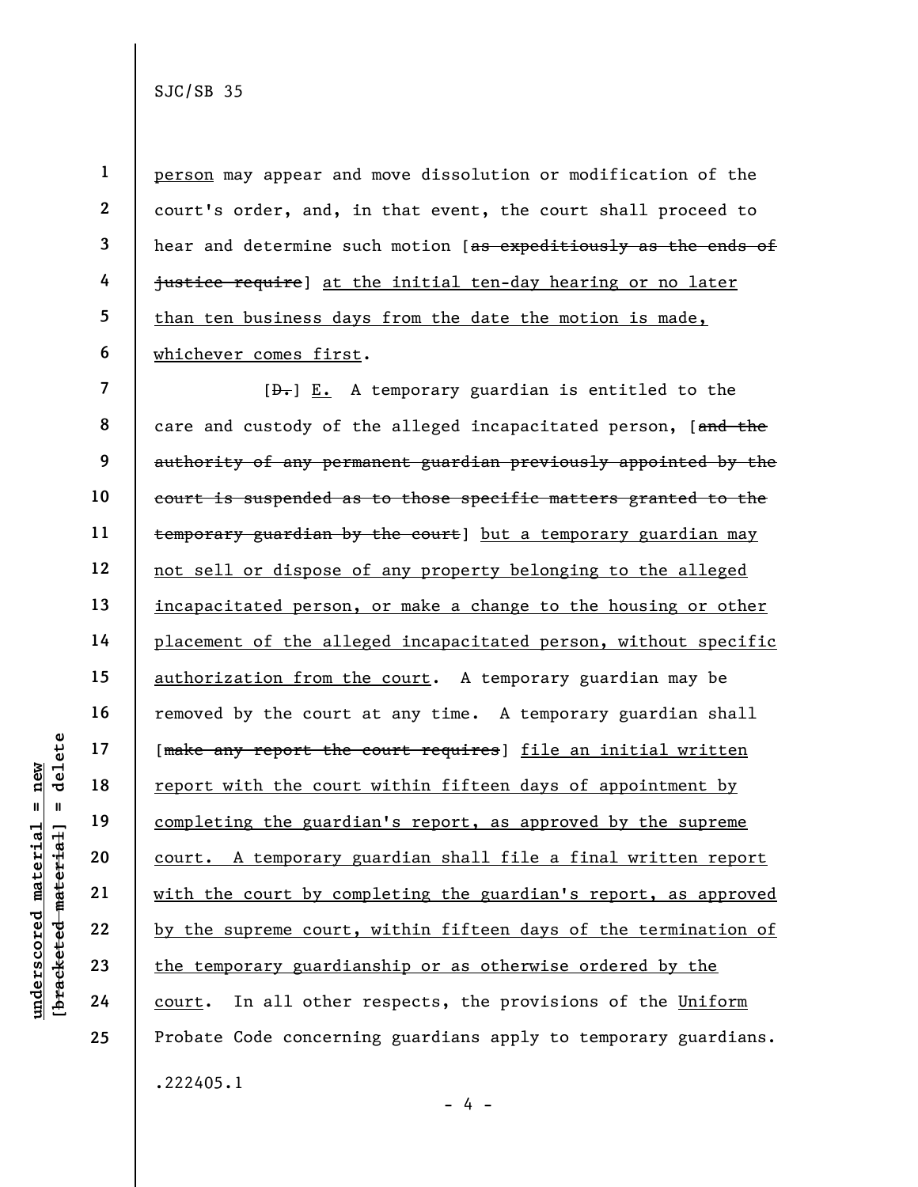person may appear and move dissolution or modification of the court's order, and, in that event, the court shall proceed to hear and determine such motion [as expeditiously as the ends of justice require] at the initial ten-day hearing or no later than ten business days from the date the motion is made, whichever comes first.

[D.] E. A temporary guardian is entitled to the care and custody of the alleged incapacitated person, [and the authority of any permanent guardian previously appointed by the court is suspended as to those specific matters granted to the temporary guardian by the court] but a temporary guardian may not sell or dispose of any property belonging to the alleged incapacitated person, or make a change to the housing or other placement of the alleged incapacitated person, without specific authorization from the court. A temporary guardian may be removed by the court at any time. A temporary guardian shall [make any report the court requires] file an initial written report with the court within fifteen days of appointment by completing the guardian's report, as approved by the supreme court. A temporary guardian shall file a final written report with the court by completing the guardian's report, as approved by the supreme court, within fifteen days of the termination of the temporary guardianship or as otherwise ordered by the court. In all other respects, the provisions of the Uniform Probate Code concerning guardians apply to temporary guardians.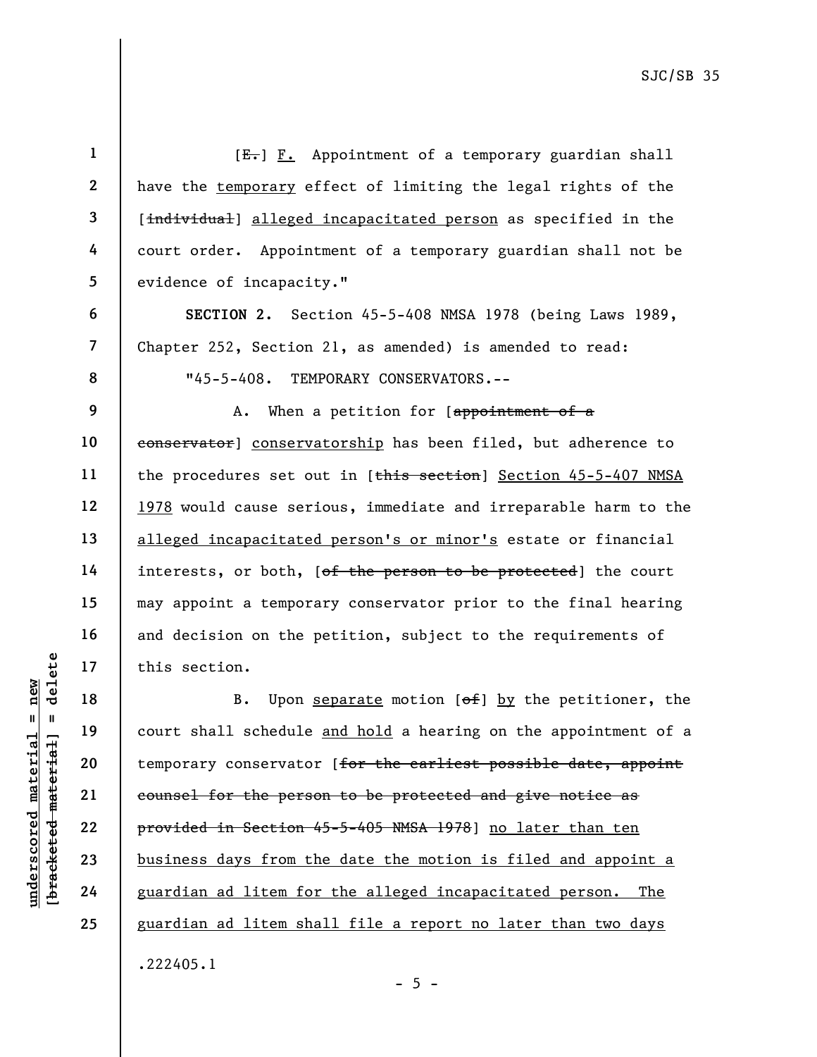[~~E.~~] F. Appointment of a temporary guardian shall have the temporary effect of limiting the legal rights of the [~~individual~~] alleged incapacitated person as specified in the court order. Appointment of a temporary guardian shall not be evidence of incapacity."

**SECTION 2.** Section 45-5-408 NMSA 1978 (being Laws 1989, Chapter 252, Section 21, as amended) is amended to read:

"45-5-408. TEMPORARY CONSERVATORS.--

A. When a petition for [~~appointment of a conservator~~] conservatorship has been filed, but adherence to the procedures set out in [~~this section~~] Section 45-5-407 NMSA 1978 would cause serious, immediate and irreparable harm to the alleged incapacitated person's or minor's estate or financial interests, or both, [~~of the person to be protected~~] the court may appoint a temporary conservator prior to the final hearing and decision on the petition, subject to the requirements of this section.

B. Upon separate motion [~~of~~] by the petitioner, the court shall schedule and hold a hearing on the appointment of a temporary conservator [~~for the earliest possible date, appoint counsel for the person to be protected and give notice as provided in Section 45-5-405 NMSA 1978~~] no later than ten business days from the date the motion is filed and appoint a guardian ad litem for the alleged incapacitated person. The guardian ad litem shall file a report no later than two days

.222405.1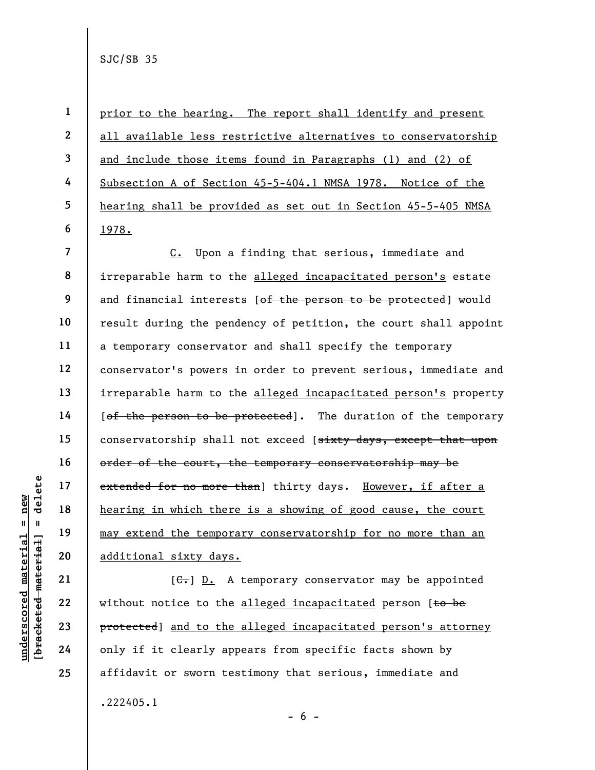prior to the hearing. The report shall identify and present all available less restrictive alternatives to conservatorship and include those items found in Paragraphs (1) and (2) of Subsection A of Section 45-5-404.1 NMSA 1978. Notice of the hearing shall be provided as set out in Section 45-5-405 NMSA 1978.

C. Upon a finding that serious, immediate and irreparable harm to the alleged incapacitated person's estate and financial interests [~~of the person to be protected~~] would result during the pendency of petition, the court shall appoint a temporary conservator and shall specify the temporary conservator's powers in order to prevent serious, immediate and irreparable harm to the alleged incapacitated person's property [~~of the person to be protected~~]. The duration of the temporary conservatorship shall not exceed [~~sixty days, except that upon order of the court, the temporary conservatorship may be extended for no more than~~] thirty days. However, if after a hearing in which there is a showing of good cause, the court may extend the temporary conservatorship for no more than an additional sixty days.

[~~C.~~] D. A temporary conservator may be appointed without notice to the alleged incapacitated person [~~to be protected~~] and to the alleged incapacitated person's attorney only if it clearly appears from specific facts shown by affidavit or sworn testimony that serious, immediate and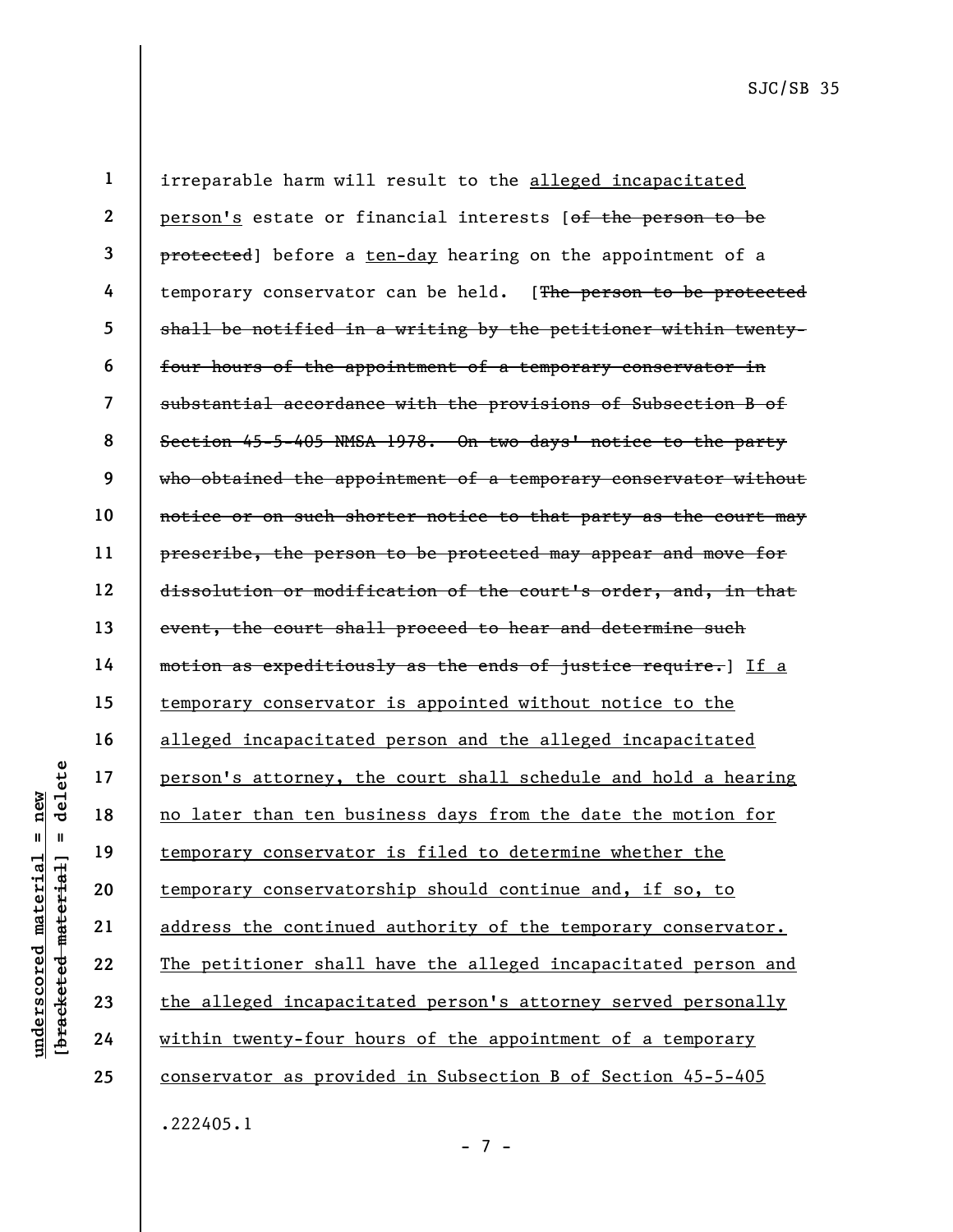irreparable harm will result to the <u>alleged incapacitated person's</u> estate or financial interests [~~of the person to be protected~~] before a <u>ten-day</u> hearing on the appointment of a temporary conservator can be held. [~~The person to be protected shall be notified in a writing by the petitioner within twenty-four hours of the appointment of a temporary conservator in substantial accordance with the provisions of Subsection B of Section 45-5-405 NMSA 1978. On two days' notice to the party who obtained the appointment of a temporary conservator without notice or on such shorter notice to that party as the court may prescribe, the person to be protected may appear and move for dissolution or modification of the court's order, and, in that event, the court shall proceed to hear and determine such motion as expeditiously as the ends of justice require.~~] <u>If a temporary conservator is appointed without notice to the alleged incapacitated person and the alleged incapacitated person's attorney, the court shall schedule and hold a hearing no later than ten business days from the date the motion for temporary conservator is filed to determine whether the temporary conservatorship should continue and, if so, to address the continued authority of the temporary conservator. The petitioner shall have the alleged incapacitated person and the alleged incapacitated person's attorney served personally within twenty-four hours of the appointment of a temporary conservator as provided in Subsection B of Section 45-5-405</u>

.222405.1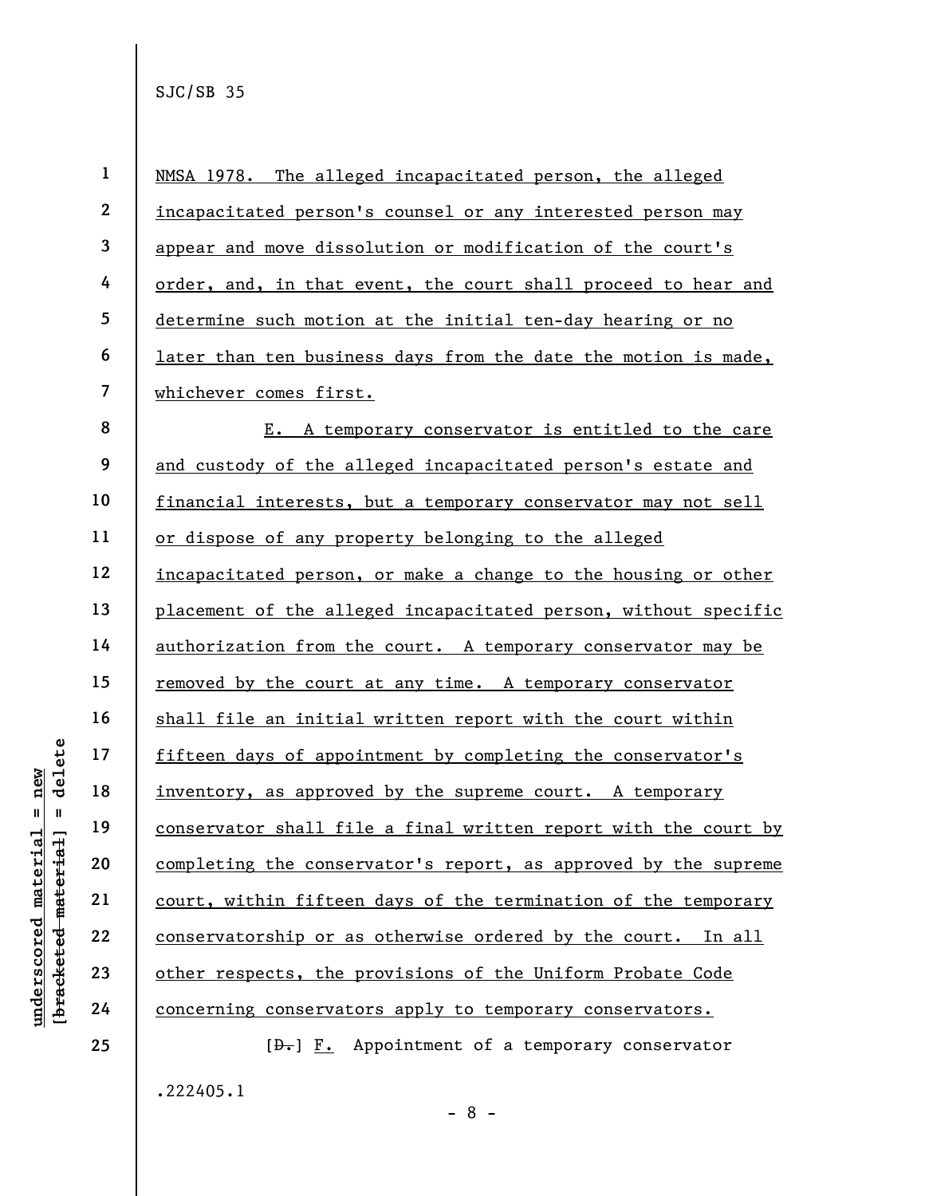NMSA 1978. The alleged incapacitated person, the alleged incapacitated person's counsel or any interested person may appear and move dissolution or modification of the court's order, and, in that event, the court shall proceed to hear and determine such motion at the initial ten-day hearing or no later than ten business days from the date the motion is made, whichever comes first.

E. A temporary conservator is entitled to the care and custody of the alleged incapacitated person's estate and financial interests, but a temporary conservator may not sell or dispose of any property belonging to the alleged incapacitated person, or make a change to the housing or other placement of the alleged incapacitated person, without specific authorization from the court. A temporary conservator may be removed by the court at any time. A temporary conservator shall file an initial written report with the court within fifteen days of appointment by completing the conservator's inventory, as approved by the supreme court. A temporary conservator shall file a final written report with the court by completing the conservator's report, as approved by the supreme court, within fifteen days of the termination of the temporary conservatorship or as otherwise ordered by the court. In all other respects, the provisions of the Uniform Probate Code concerning conservators apply to temporary conservators.

[~~D.~~] F. Appointment of a temporary conservator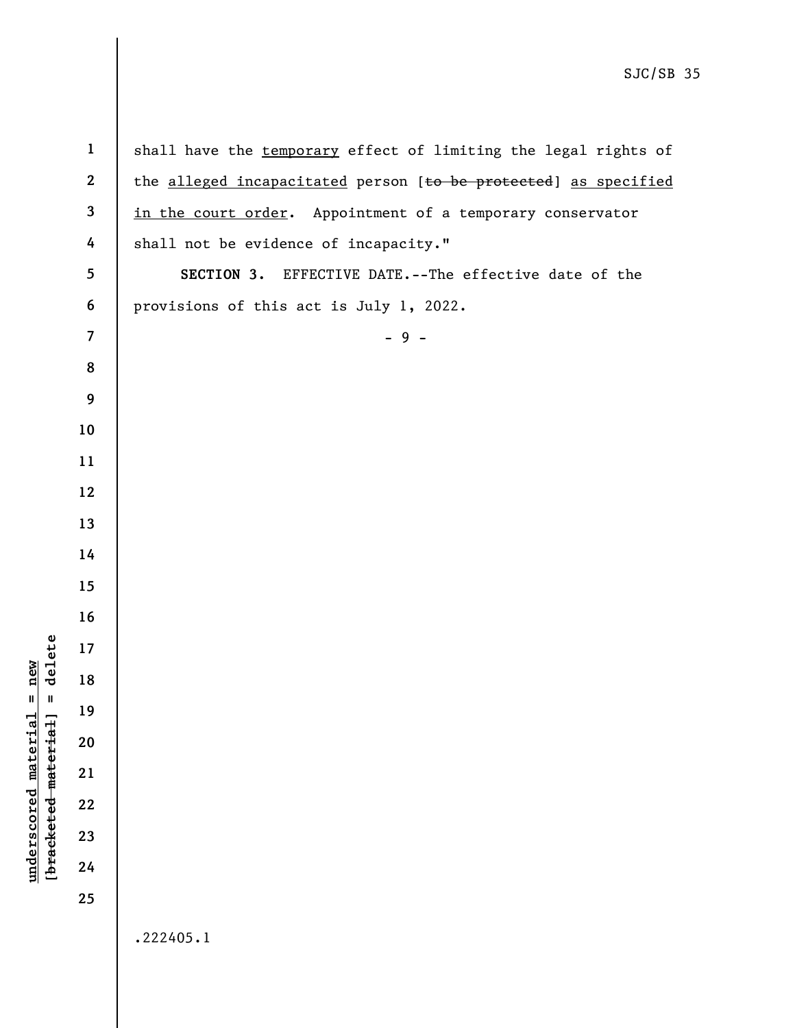shall have the <u>temporary</u> effect of limiting the legal rights of the <u>alleged incapacitated</u> person [~~to be protected~~] <u>as specified in the court order</u>. Appointment of a temporary conservator shall not be evidence of incapacity."

**SECTION 3.** EFFECTIVE DATE.--The effective date of the provisions of this act is July 1, 2022.

.222405.1